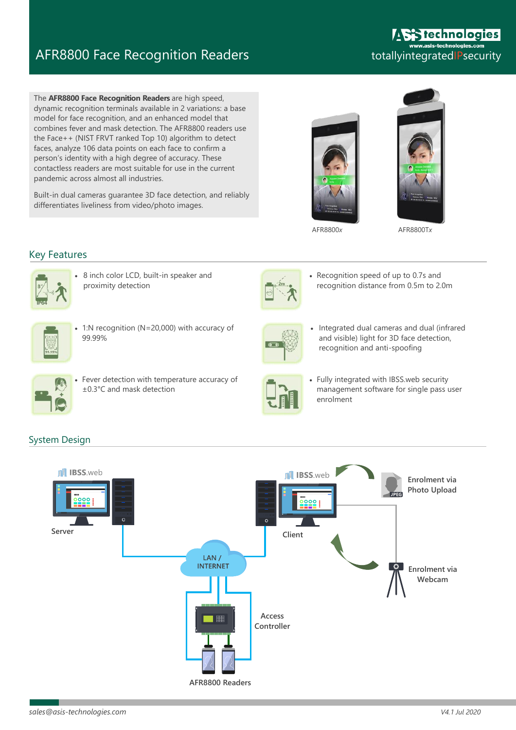# AFR8800 Face Recognition Readers

totallyintegratedIPsecurity

The **AFR8800 Face Recognition Readers** are high speed, dynamic recognition terminals available in 2 variations: a base model for face recognition, and an enhanced model that combines fever and mask detection. The AFR8800 readers use the Face++ (NIST FRVT ranked Top 10) algorithm to detect faces, analyze 106 data points on each face to confirm a person's identity with a high degree of accuracy. These contactless readers are most suitable for use in the current pandemic across almost all industries.

Built-in dual cameras guarantee 3D face detection, and reliably differentiates liveliness from video/photo images.

AFR8800*x* AFR8800T*x*

## Key Features

- 8 inch color LCD, built-in speaker and proximity detection
- Recognition speed of up to 0.7s and recognition distance from 0.5m to 2.0m
- 1:N recognition (N=20,000) with accuracy of 99.99%
- Integrated dual cameras and dual (infrared and visible) light for 3D face detection, recognition and anti-spoofing
- Fever detection with temperature accuracy of ±0.3°C and mask detection
- Fully integrated with IBSS.web security management software for single pass user enrolment

## System Design

IBSS.web Server

IBSS.web Client

Enrolment via Photo Upload

Enrolment via Webcam

LAN / INTERNET

Access Controller

AFR8800 Readers

sales@asis-technologies.com

V4.1 Jul 2020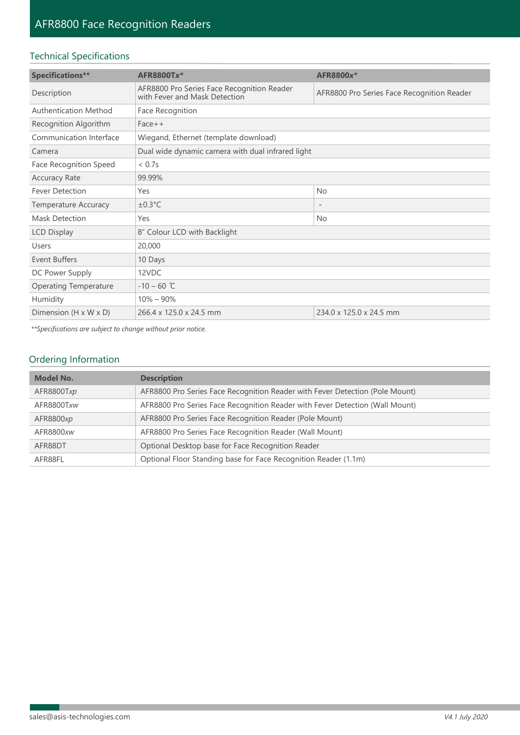# AFR8800 Face Recognition Readers

## Technical Specifications

| Specifications** | AFR8800T*x** | AFR8800*x** |
|---|---|---|
| Description | AFR8800 Pro Series Face Recognition Reader with Fever and Mask Detection | AFR8800 Pro Series Face Recognition Reader |
| Authentication Method | Face Recognition | |
| Recognition Algorithm | Face++ | |
| Communication Interface | Wiegand, Ethernet (template download) | |
| Camera | Dual wide dynamic camera with dual infrared light | |
| Face Recognition Speed | < 0.7s | |
| Accuracy Rate | 99.99% | |
| Fever Detection | Yes | No |
| Temperature Accuracy | ±0.3°C | - |
| Mask Detection | Yes | No |
| LCD Display | 8" Colour LCD with Backlight | |
| Users | 20,000 | |
| Event Buffers | 10 Days | |
| DC Power Supply | 12VDC | |
| Operating Temperature | -10 – 60 ℃ | |
| Humidity | 10% – 90% | |
| Dimension (H x W x D) | 266.4 x 125.0 x 24.5 mm | 234.0 x 125.0 x 24.5 mm |

*\*\*Specifications are subject to change without prior notice.*

## Ordering Information

| Model No. | Description |
|---|---|
| AFR8800T*xp* | AFR8800 Pro Series Face Recognition Reader with Fever Detection (Pole Mount) |
| AFR8800T*xw* | AFR8800 Pro Series Face Recognition Reader with Fever Detection (Wall Mount) |
| AFR8800*xp* | AFR8800 Pro Series Face Recognition Reader (Pole Mount) |
| AFR8800*xw* | AFR8800 Pro Series Face Recognition Reader (Wall Mount) |
| AFR88DT | Optional Desktop base for Face Recognition Reader |
| AFR88FL | Optional Floor Standing base for Face Recognition Reader (1.1m) |

sales@asis-technologies.com

*V4.1 July 2020*